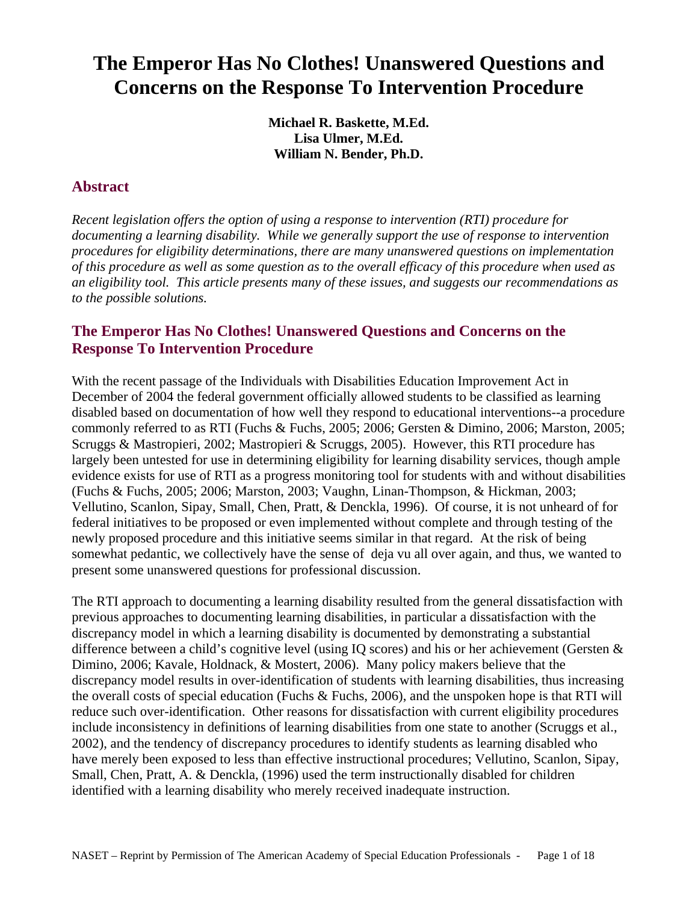# The Emperor Has No Clothes! Unanswered Questions and Concerns on the Response To Intervention Procedure

**Michael R. Baskette, M.Ed.**
**Lisa Ulmer, M.Ed.**
**William N. Bender, Ph.D.**

## Abstract

*Recent legislation offers the option of using a response to intervention (RTI) procedure for documenting a learning disability. While we generally support the use of response to intervention procedures for eligibility determinations, there are many unanswered questions on implementation of this procedure as well as some question as to the overall efficacy of this procedure when used as an eligibility tool. This article presents many of these issues, and suggests our recommendations as to the possible solutions.*

## The Emperor Has No Clothes! Unanswered Questions and Concerns on the Response To Intervention Procedure

With the recent passage of the Individuals with Disabilities Education Improvement Act in December of 2004 the federal government officially allowed students to be classified as learning disabled based on documentation of how well they respond to educational interventions--a procedure commonly referred to as RTI (Fuchs & Fuchs, 2005; 2006; Gersten & Dimino, 2006; Marston, 2005; Scruggs & Mastropieri, 2002; Mastropieri & Scruggs, 2005). However, this RTI procedure has largely been untested for use in determining eligibility for learning disability services, though ample evidence exists for use of RTI as a progress monitoring tool for students with and without disabilities (Fuchs & Fuchs, 2005; 2006; Marston, 2003; Vaughn, Linan-Thompson, & Hickman, 2003; Vellutino, Scanlon, Sipay, Small, Chen, Pratt, & Denckla, 1996). Of course, it is not unheard of for federal initiatives to be proposed or even implemented without complete and through testing of the newly proposed procedure and this initiative seems similar in that regard. At the risk of being somewhat pedantic, we collectively have the sense of deja vu all over again, and thus, we wanted to present some unanswered questions for professional discussion.

The RTI approach to documenting a learning disability resulted from the general dissatisfaction with previous approaches to documenting learning disabilities, in particular a dissatisfaction with the discrepancy model in which a learning disability is documented by demonstrating a substantial difference between a child's cognitive level (using IQ scores) and his or her achievement (Gersten & Dimino, 2006; Kavale, Holdnack, & Mostert, 2006). Many policy makers believe that the discrepancy model results in over-identification of students with learning disabilities, thus increasing the overall costs of special education (Fuchs & Fuchs, 2006), and the unspoken hope is that RTI will reduce such over-identification. Other reasons for dissatisfaction with current eligibility procedures include inconsistency in definitions of learning disabilities from one state to another (Scruggs et al., 2002), and the tendency of discrepancy procedures to identify students as learning disabled who have merely been exposed to less than effective instructional procedures; Vellutino, Scanlon, Sipay, Small, Chen, Pratt, A. & Denckla, (1996) used the term instructionally disabled for children identified with a learning disability who merely received inadequate instruction.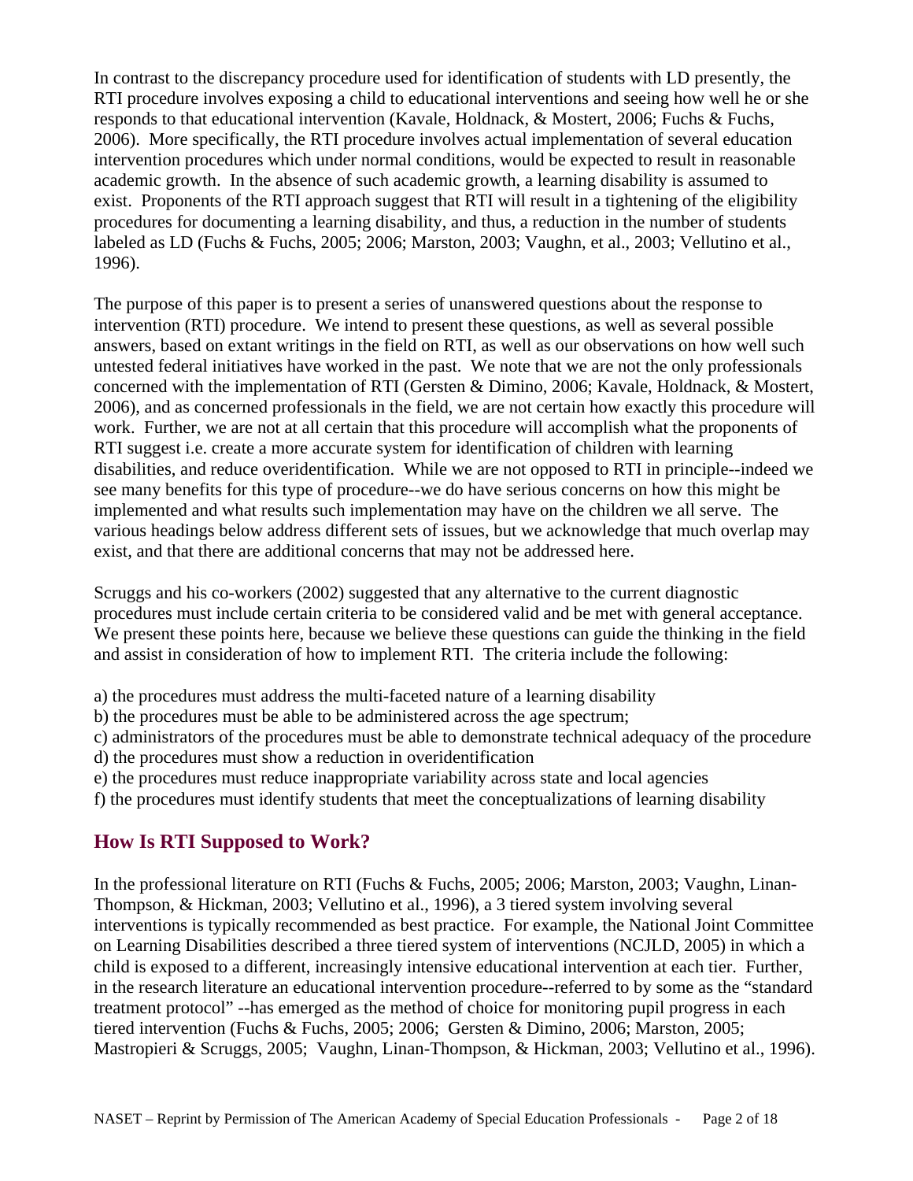In contrast to the discrepancy procedure used for identification of students with LD presently, the RTI procedure involves exposing a child to educational interventions and seeing how well he or she responds to that educational intervention (Kavale, Holdnack, & Mostert, 2006; Fuchs & Fuchs, 2006). More specifically, the RTI procedure involves actual implementation of several education intervention procedures which under normal conditions, would be expected to result in reasonable academic growth. In the absence of such academic growth, a learning disability is assumed to exist. Proponents of the RTI approach suggest that RTI will result in a tightening of the eligibility procedures for documenting a learning disability, and thus, a reduction in the number of students labeled as LD (Fuchs & Fuchs, 2005; 2006; Marston, 2003; Vaughn, et al., 2003; Vellutino et al., 1996).

The purpose of this paper is to present a series of unanswered questions about the response to intervention (RTI) procedure. We intend to present these questions, as well as several possible answers, based on extant writings in the field on RTI, as well as our observations on how well such untested federal initiatives have worked in the past. We note that we are not the only professionals concerned with the implementation of RTI (Gersten & Dimino, 2006; Kavale, Holdnack, & Mostert, 2006), and as concerned professionals in the field, we are not certain how exactly this procedure will work. Further, we are not at all certain that this procedure will accomplish what the proponents of RTI suggest i.e. create a more accurate system for identification of children with learning disabilities, and reduce overidentification. While we are not opposed to RTI in principle--indeed we see many benefits for this type of procedure--we do have serious concerns on how this might be implemented and what results such implementation may have on the children we all serve. The various headings below address different sets of issues, but we acknowledge that much overlap may exist, and that there are additional concerns that may not be addressed here.

Scruggs and his co-workers (2002) suggested that any alternative to the current diagnostic procedures must include certain criteria to be considered valid and be met with general acceptance. We present these points here, because we believe these questions can guide the thinking in the field and assist in consideration of how to implement RTI. The criteria include the following:

a) the procedures must address the multi-faceted nature of a learning disability
b) the procedures must be able to be administered across the age spectrum;
c) administrators of the procedures must be able to demonstrate technical adequacy of the procedure
d) the procedures must show a reduction in overidentification
e) the procedures must reduce inappropriate variability across state and local agencies
f) the procedures must identify students that meet the conceptualizations of learning disability

## How Is RTI Supposed to Work?

In the professional literature on RTI (Fuchs & Fuchs, 2005; 2006; Marston, 2003; Vaughn, Linan-Thompson, & Hickman, 2003; Vellutino et al., 1996), a 3 tiered system involving several interventions is typically recommended as best practice. For example, the National Joint Committee on Learning Disabilities described a three tiered system of interventions (NCJLD, 2005) in which a child is exposed to a different, increasingly intensive educational intervention at each tier. Further, in the research literature an educational intervention procedure--referred to by some as the "standard treatment protocol" --has emerged as the method of choice for monitoring pupil progress in each tiered intervention (Fuchs & Fuchs, 2005; 2006; Gersten & Dimino, 2006; Marston, 2005; Mastropieri & Scruggs, 2005; Vaughn, Linan-Thompson, & Hickman, 2003; Vellutino et al., 1996).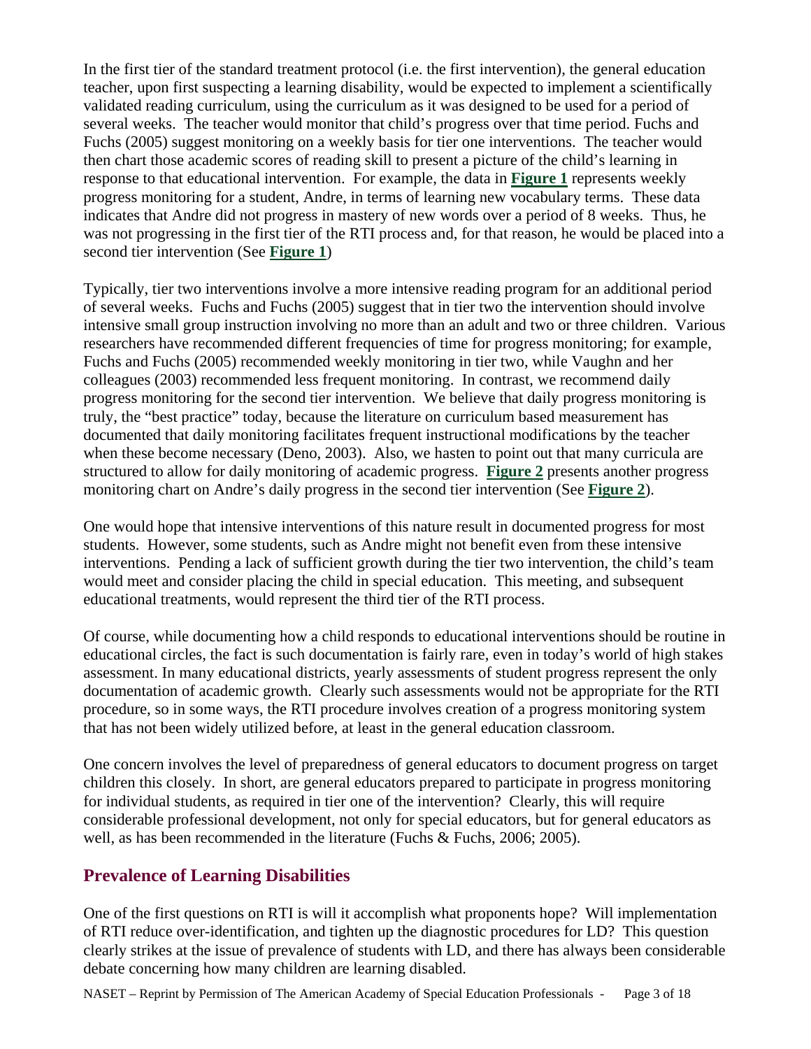In the first tier of the standard treatment protocol (i.e. the first intervention), the general education teacher, upon first suspecting a learning disability, would be expected to implement a scientifically validated reading curriculum, using the curriculum as it was designed to be used for a period of several weeks. The teacher would monitor that child's progress over that time period. Fuchs and Fuchs (2005) suggest monitoring on a weekly basis for tier one interventions. The teacher would then chart those academic scores of reading skill to present a picture of the child's learning in response to that educational intervention. For example, the data in **Figure 1** represents weekly progress monitoring for a student, Andre, in terms of learning new vocabulary terms. These data indicates that Andre did not progress in mastery of new words over a period of 8 weeks. Thus, he was not progressing in the first tier of the RTI process and, for that reason, he would be placed into a second tier intervention (See **Figure 1**)

Typically, tier two interventions involve a more intensive reading program for an additional period of several weeks. Fuchs and Fuchs (2005) suggest that in tier two the intervention should involve intensive small group instruction involving no more than an adult and two or three children. Various researchers have recommended different frequencies of time for progress monitoring; for example, Fuchs and Fuchs (2005) recommended weekly monitoring in tier two, while Vaughn and her colleagues (2003) recommended less frequent monitoring. In contrast, we recommend daily progress monitoring for the second tier intervention. We believe that daily progress monitoring is truly, the "best practice" today, because the literature on curriculum based measurement has documented that daily monitoring facilitates frequent instructional modifications by the teacher when these become necessary (Deno, 2003). Also, we hasten to point out that many curricula are structured to allow for daily monitoring of academic progress. **Figure 2** presents another progress monitoring chart on Andre's daily progress in the second tier intervention (See **Figure 2**).

One would hope that intensive interventions of this nature result in documented progress for most students. However, some students, such as Andre might not benefit even from these intensive interventions. Pending a lack of sufficient growth during the tier two intervention, the child's team would meet and consider placing the child in special education. This meeting, and subsequent educational treatments, would represent the third tier of the RTI process.

Of course, while documenting how a child responds to educational interventions should be routine in educational circles, the fact is such documentation is fairly rare, even in today's world of high stakes assessment. In many educational districts, yearly assessments of student progress represent the only documentation of academic growth. Clearly such assessments would not be appropriate for the RTI procedure, so in some ways, the RTI procedure involves creation of a progress monitoring system that has not been widely utilized before, at least in the general education classroom.

One concern involves the level of preparedness of general educators to document progress on target children this closely. In short, are general educators prepared to participate in progress monitoring for individual students, as required in tier one of the intervention? Clearly, this will require considerable professional development, not only for special educators, but for general educators as well, as has been recommended in the literature (Fuchs & Fuchs, 2006; 2005).

## Prevalence of Learning Disabilities

One of the first questions on RTI is will it accomplish what proponents hope? Will implementation of RTI reduce over-identification, and tighten up the diagnostic procedures for LD? This question clearly strikes at the issue of prevalence of students with LD, and there has always been considerable debate concerning how many children are learning disabled.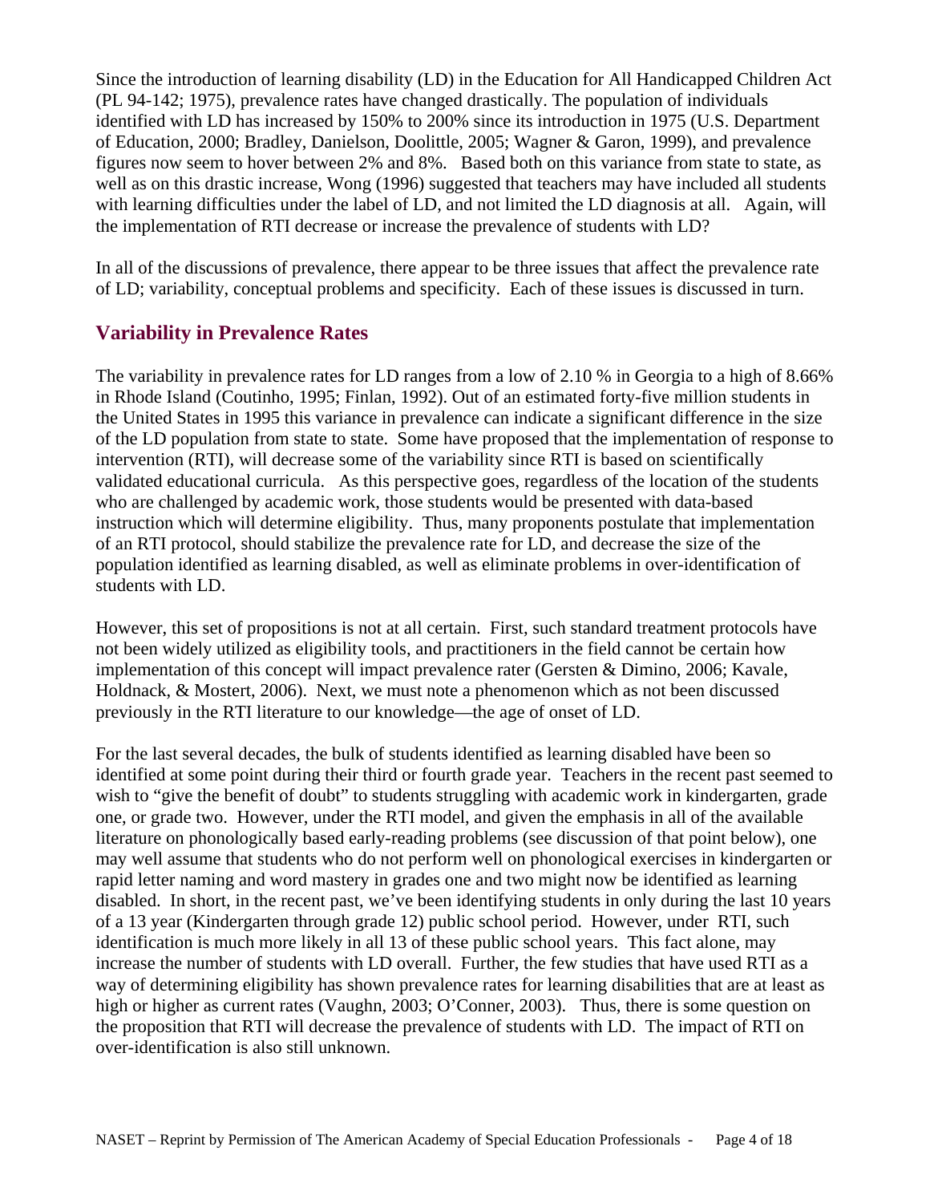Since the introduction of learning disability (LD) in the Education for All Handicapped Children Act (PL 94-142; 1975), prevalence rates have changed drastically. The population of individuals identified with LD has increased by 150% to 200% since its introduction in 1975 (U.S. Department of Education, 2000; Bradley, Danielson, Doolittle, 2005; Wagner & Garon, 1999), and prevalence figures now seem to hover between 2% and 8%. Based both on this variance from state to state, as well as on this drastic increase, Wong (1996) suggested that teachers may have included all students with learning difficulties under the label of LD, and not limited the LD diagnosis at all. Again, will the implementation of RTI decrease or increase the prevalence of students with LD?

In all of the discussions of prevalence, there appear to be three issues that affect the prevalence rate of LD; variability, conceptual problems and specificity. Each of these issues is discussed in turn.

## Variability in Prevalence Rates

The variability in prevalence rates for LD ranges from a low of 2.10 % in Georgia to a high of 8.66% in Rhode Island (Coutinho, 1995; Finlan, 1992). Out of an estimated forty-five million students in the United States in 1995 this variance in prevalence can indicate a significant difference in the size of the LD population from state to state. Some have proposed that the implementation of response to intervention (RTI), will decrease some of the variability since RTI is based on scientifically validated educational curricula. As this perspective goes, regardless of the location of the students who are challenged by academic work, those students would be presented with data-based instruction which will determine eligibility. Thus, many proponents postulate that implementation of an RTI protocol, should stabilize the prevalence rate for LD, and decrease the size of the population identified as learning disabled, as well as eliminate problems in over-identification of students with LD.

However, this set of propositions is not at all certain. First, such standard treatment protocols have not been widely utilized as eligibility tools, and practitioners in the field cannot be certain how implementation of this concept will impact prevalence rater (Gersten & Dimino, 2006; Kavale, Holdnack, & Mostert, 2006). Next, we must note a phenomenon which as not been discussed previously in the RTI literature to our knowledge—the age of onset of LD.

For the last several decades, the bulk of students identified as learning disabled have been so identified at some point during their third or fourth grade year. Teachers in the recent past seemed to wish to "give the benefit of doubt" to students struggling with academic work in kindergarten, grade one, or grade two. However, under the RTI model, and given the emphasis in all of the available literature on phonologically based early-reading problems (see discussion of that point below), one may well assume that students who do not perform well on phonological exercises in kindergarten or rapid letter naming and word mastery in grades one and two might now be identified as learning disabled. In short, in the recent past, we've been identifying students in only during the last 10 years of a 13 year (Kindergarten through grade 12) public school period. However, under RTI, such identification is much more likely in all 13 of these public school years. This fact alone, may increase the number of students with LD overall. Further, the few studies that have used RTI as a way of determining eligibility has shown prevalence rates for learning disabilities that are at least as high or higher as current rates (Vaughn, 2003; O'Conner, 2003). Thus, there is some question on the proposition that RTI will decrease the prevalence of students with LD. The impact of RTI on over-identification is also still unknown.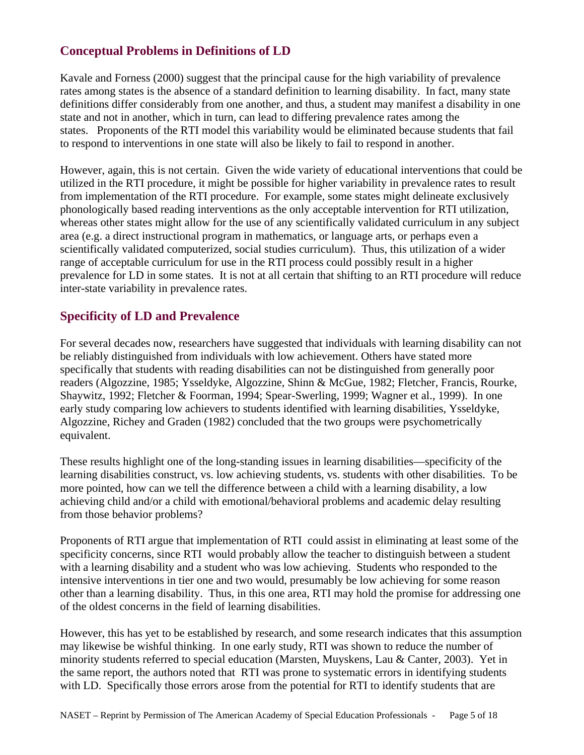## Conceptual Problems in Definitions of LD

Kavale and Forness (2000) suggest that the principal cause for the high variability of prevalence rates among states is the absence of a standard definition to learning disability. In fact, many state definitions differ considerably from one another, and thus, a student may manifest a disability in one state and not in another, which in turn, can lead to differing prevalence rates among the states. Proponents of the RTI model this variability would be eliminated because students that fail to respond to interventions in one state will also be likely to fail to respond in another.

However, again, this is not certain. Given the wide variety of educational interventions that could be utilized in the RTI procedure, it might be possible for higher variability in prevalence rates to result from implementation of the RTI procedure. For example, some states might delineate exclusively phonologically based reading interventions as the only acceptable intervention for RTI utilization, whereas other states might allow for the use of any scientifically validated curriculum in any subject area (e.g. a direct instructional program in mathematics, or language arts, or perhaps even a scientifically validated computerized, social studies curriculum). Thus, this utilization of a wider range of acceptable curriculum for use in the RTI process could possibly result in a higher prevalence for LD in some states. It is not at all certain that shifting to an RTI procedure will reduce inter-state variability in prevalence rates.

## Specificity of LD and Prevalence

For several decades now, researchers have suggested that individuals with learning disability can not be reliably distinguished from individuals with low achievement. Others have stated more specifically that students with reading disabilities can not be distinguished from generally poor readers (Algozzine, 1985; Ysseldyke, Algozzine, Shinn & McGue, 1982; Fletcher, Francis, Rourke, Shaywitz, 1992; Fletcher & Foorman, 1994; Spear-Swerling, 1999; Wagner et al., 1999). In one early study comparing low achievers to students identified with learning disabilities, Ysseldyke, Algozzine, Richey and Graden (1982) concluded that the two groups were psychometrically equivalent.

These results highlight one of the long-standing issues in learning disabilities—specificity of the learning disabilities construct, vs. low achieving students, vs. students with other disabilities. To be more pointed, how can we tell the difference between a child with a learning disability, a low achieving child and/or a child with emotional/behavioral problems and academic delay resulting from those behavior problems?

Proponents of RTI argue that implementation of RTI could assist in eliminating at least some of the specificity concerns, since RTI would probably allow the teacher to distinguish between a student with a learning disability and a student who was low achieving. Students who responded to the intensive interventions in tier one and two would, presumably be low achieving for some reason other than a learning disability. Thus, in this one area, RTI may hold the promise for addressing one of the oldest concerns in the field of learning disabilities.

However, this has yet to be established by research, and some research indicates that this assumption may likewise be wishful thinking. In one early study, RTI was shown to reduce the number of minority students referred to special education (Marsten, Muyskens, Lau & Canter, 2003). Yet in the same report, the authors noted that RTI was prone to systematic errors in identifying students with LD. Specifically those errors arose from the potential for RTI to identify students that are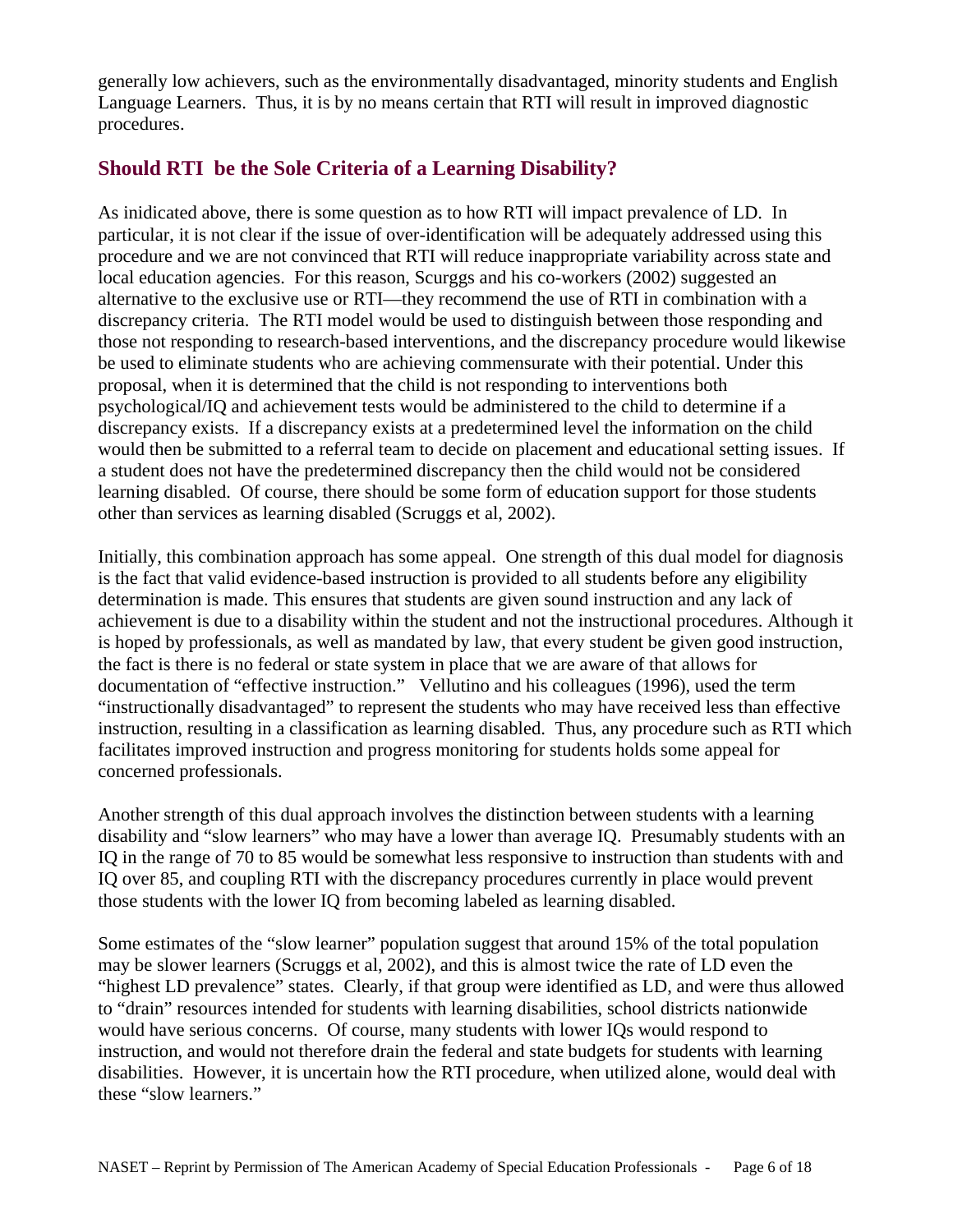generally low achievers, such as the environmentally disadvantaged, minority students and English Language Learners. Thus, it is by no means certain that RTI will result in improved diagnostic procedures.

## Should RTI be the Sole Criteria of a Learning Disability?

As inidicated above, there is some question as to how RTI will impact prevalence of LD. In particular, it is not clear if the issue of over-identification will be adequately addressed using this procedure and we are not convinced that RTI will reduce inappropriate variability across state and local education agencies. For this reason, Scurggs and his co-workers (2002) suggested an alternative to the exclusive use or RTI—they recommend the use of RTI in combination with a discrepancy criteria. The RTI model would be used to distinguish between those responding and those not responding to research-based interventions, and the discrepancy procedure would likewise be used to eliminate students who are achieving commensurate with their potential. Under this proposal, when it is determined that the child is not responding to interventions both psychological/IQ and achievement tests would be administered to the child to determine if a discrepancy exists. If a discrepancy exists at a predetermined level the information on the child would then be submitted to a referral team to decide on placement and educational setting issues. If a student does not have the predetermined discrepancy then the child would not be considered learning disabled. Of course, there should be some form of education support for those students other than services as learning disabled (Scruggs et al, 2002).

Initially, this combination approach has some appeal. One strength of this dual model for diagnosis is the fact that valid evidence-based instruction is provided to all students before any eligibility determination is made. This ensures that students are given sound instruction and any lack of achievement is due to a disability within the student and not the instructional procedures. Although it is hoped by professionals, as well as mandated by law, that every student be given good instruction, the fact is there is no federal or state system in place that we are aware of that allows for documentation of "effective instruction." Vellutino and his colleagues (1996), used the term "instructionally disadvantaged" to represent the students who may have received less than effective instruction, resulting in a classification as learning disabled. Thus, any procedure such as RTI which facilitates improved instruction and progress monitoring for students holds some appeal for concerned professionals.

Another strength of this dual approach involves the distinction between students with a learning disability and "slow learners" who may have a lower than average IQ. Presumably students with an IQ in the range of 70 to 85 would be somewhat less responsive to instruction than students with and IQ over 85, and coupling RTI with the discrepancy procedures currently in place would prevent those students with the lower IQ from becoming labeled as learning disabled.

Some estimates of the "slow learner" population suggest that around 15% of the total population may be slower learners (Scruggs et al, 2002), and this is almost twice the rate of LD even the "highest LD prevalence" states. Clearly, if that group were identified as LD, and were thus allowed to "drain" resources intended for students with learning disabilities, school districts nationwide would have serious concerns. Of course, many students with lower IQs would respond to instruction, and would not therefore drain the federal and state budgets for students with learning disabilities. However, it is uncertain how the RTI procedure, when utilized alone, would deal with these "slow learners."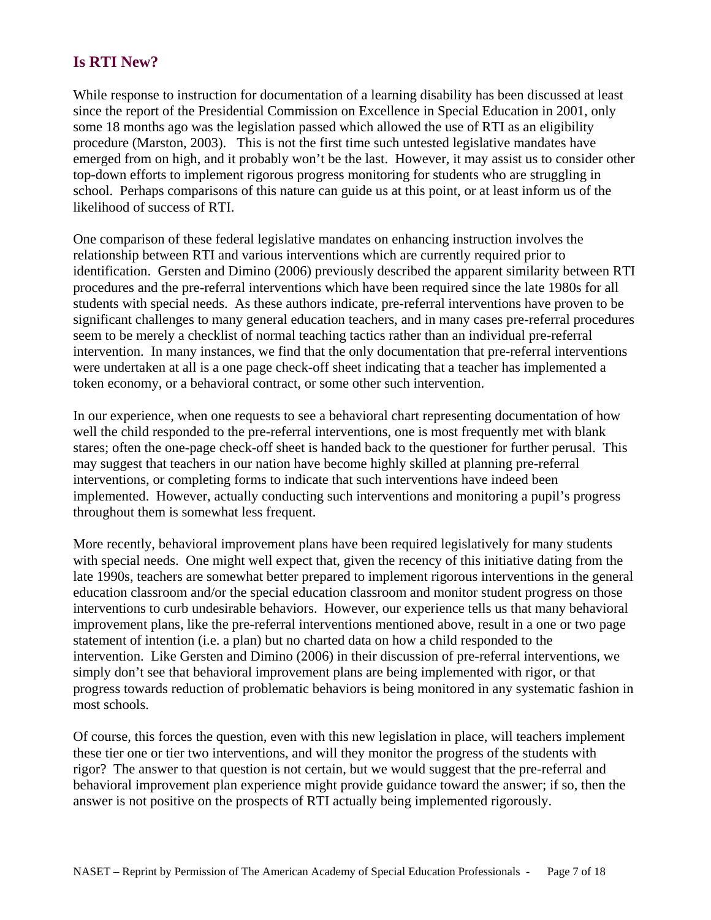## Is RTI New?

While response to instruction for documentation of a learning disability has been discussed at least since the report of the Presidential Commission on Excellence in Special Education in 2001, only some 18 months ago was the legislation passed which allowed the use of RTI as an eligibility procedure (Marston, 2003). This is not the first time such untested legislative mandates have emerged from on high, and it probably won't be the last. However, it may assist us to consider other top-down efforts to implement rigorous progress monitoring for students who are struggling in school. Perhaps comparisons of this nature can guide us at this point, or at least inform us of the likelihood of success of RTI.

One comparison of these federal legislative mandates on enhancing instruction involves the relationship between RTI and various interventions which are currently required prior to identification. Gersten and Dimino (2006) previously described the apparent similarity between RTI procedures and the pre-referral interventions which have been required since the late 1980s for all students with special needs. As these authors indicate, pre-referral interventions have proven to be significant challenges to many general education teachers, and in many cases pre-referral procedures seem to be merely a checklist of normal teaching tactics rather than an individual pre-referral intervention. In many instances, we find that the only documentation that pre-referral interventions were undertaken at all is a one page check-off sheet indicating that a teacher has implemented a token economy, or a behavioral contract, or some other such intervention.

In our experience, when one requests to see a behavioral chart representing documentation of how well the child responded to the pre-referral interventions, one is most frequently met with blank stares; often the one-page check-off sheet is handed back to the questioner for further perusal. This may suggest that teachers in our nation have become highly skilled at planning pre-referral interventions, or completing forms to indicate that such interventions have indeed been implemented. However, actually conducting such interventions and monitoring a pupil's progress throughout them is somewhat less frequent.

More recently, behavioral improvement plans have been required legislatively for many students with special needs. One might well expect that, given the recency of this initiative dating from the late 1990s, teachers are somewhat better prepared to implement rigorous interventions in the general education classroom and/or the special education classroom and monitor student progress on those interventions to curb undesirable behaviors. However, our experience tells us that many behavioral improvement plans, like the pre-referral interventions mentioned above, result in a one or two page statement of intention (i.e. a plan) but no charted data on how a child responded to the intervention. Like Gersten and Dimino (2006) in their discussion of pre-referral interventions, we simply don't see that behavioral improvement plans are being implemented with rigor, or that progress towards reduction of problematic behaviors is being monitored in any systematic fashion in most schools.

Of course, this forces the question, even with this new legislation in place, will teachers implement these tier one or tier two interventions, and will they monitor the progress of the students with rigor? The answer to that question is not certain, but we would suggest that the pre-referral and behavioral improvement plan experience might provide guidance toward the answer; if so, then the answer is not positive on the prospects of RTI actually being implemented rigorously.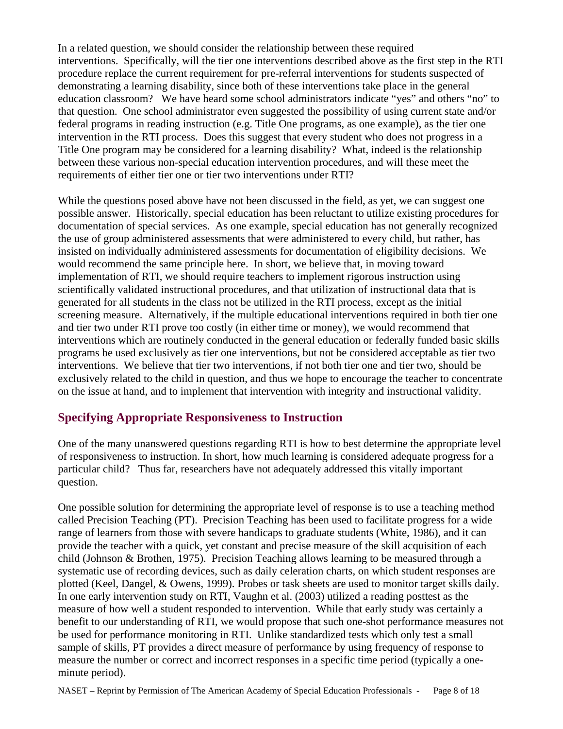In a related question, we should consider the relationship between these required interventions. Specifically, will the tier one interventions described above as the first step in the RTI procedure replace the current requirement for pre-referral interventions for students suspected of demonstrating a learning disability, since both of these interventions take place in the general education classroom? We have heard some school administrators indicate "yes" and others "no" to that question. One school administrator even suggested the possibility of using current state and/or federal programs in reading instruction (e.g. Title One programs, as one example), as the tier one intervention in the RTI process. Does this suggest that every student who does not progress in a Title One program may be considered for a learning disability? What, indeed is the relationship between these various non-special education intervention procedures, and will these meet the requirements of either tier one or tier two interventions under RTI?

While the questions posed above have not been discussed in the field, as yet, we can suggest one possible answer. Historically, special education has been reluctant to utilize existing procedures for documentation of special services. As one example, special education has not generally recognized the use of group administered assessments that were administered to every child, but rather, has insisted on individually administered assessments for documentation of eligibility decisions. We would recommend the same principle here. In short, we believe that, in moving toward implementation of RTI, we should require teachers to implement rigorous instruction using scientifically validated instructional procedures, and that utilization of instructional data that is generated for all students in the class not be utilized in the RTI process, except as the initial screening measure. Alternatively, if the multiple educational interventions required in both tier one and tier two under RTI prove too costly (in either time or money), we would recommend that interventions which are routinely conducted in the general education or federally funded basic skills programs be used exclusively as tier one interventions, but not be considered acceptable as tier two interventions. We believe that tier two interventions, if not both tier one and tier two, should be exclusively related to the child in question, and thus we hope to encourage the teacher to concentrate on the issue at hand, and to implement that intervention with integrity and instructional validity.

## Specifying Appropriate Responsiveness to Instruction

One of the many unanswered questions regarding RTI is how to best determine the appropriate level of responsiveness to instruction. In short, how much learning is considered adequate progress for a particular child? Thus far, researchers have not adequately addressed this vitally important question.

One possible solution for determining the appropriate level of response is to use a teaching method called Precision Teaching (PT). Precision Teaching has been used to facilitate progress for a wide range of learners from those with severe handicaps to graduate students (White, 1986), and it can provide the teacher with a quick, yet constant and precise measure of the skill acquisition of each child (Johnson & Brothen, 1975). Precision Teaching allows learning to be measured through a systematic use of recording devices, such as daily celeration charts, on which student responses are plotted (Keel, Dangel, & Owens, 1999). Probes or task sheets are used to monitor target skills daily. In one early intervention study on RTI, Vaughn et al. (2003) utilized a reading posttest as the measure of how well a student responded to intervention. While that early study was certainly a benefit to our understanding of RTI, we would propose that such one-shot performance measures not be used for performance monitoring in RTI. Unlike standardized tests which only test a small sample of skills, PT provides a direct measure of performance by using frequency of response to measure the number or correct and incorrect responses in a specific time period (typically a one-minute period).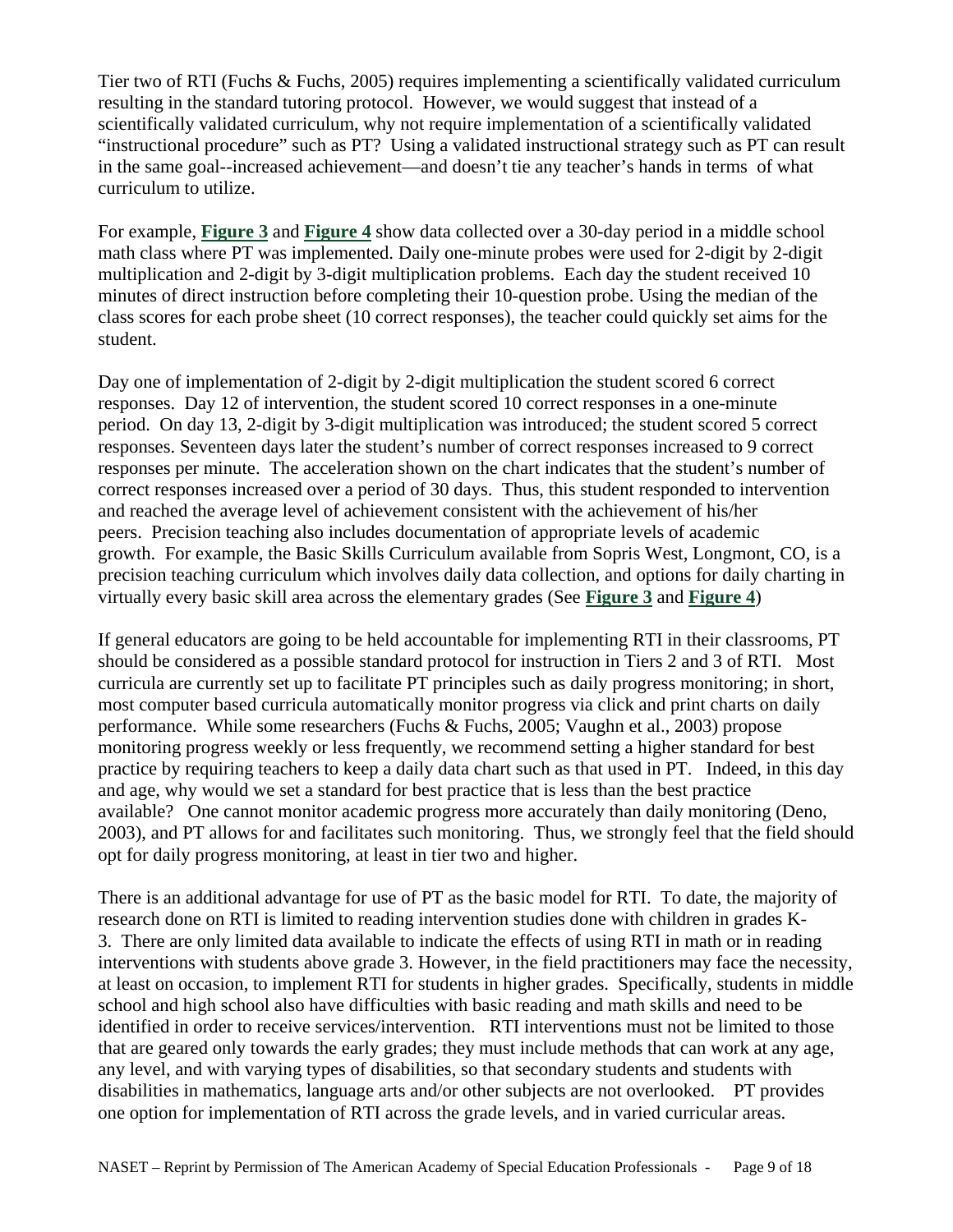Tier two of RTI (Fuchs & Fuchs, 2005) requires implementing a scientifically validated curriculum resulting in the standard tutoring protocol. However, we would suggest that instead of a scientifically validated curriculum, why not require implementation of a scientifically validated "instructional procedure" such as PT? Using a validated instructional strategy such as PT can result in the same goal--increased achievement—and doesn't tie any teacher's hands in terms of what curriculum to utilize.

For example, **Figure 3** and **Figure 4** show data collected over a 30-day period in a middle school math class where PT was implemented. Daily one-minute probes were used for 2-digit by 2-digit multiplication and 2-digit by 3-digit multiplication problems. Each day the student received 10 minutes of direct instruction before completing their 10-question probe. Using the median of the class scores for each probe sheet (10 correct responses), the teacher could quickly set aims for the student.

Day one of implementation of 2-digit by 2-digit multiplication the student scored 6 correct responses. Day 12 of intervention, the student scored 10 correct responses in a one-minute period. On day 13, 2-digit by 3-digit multiplication was introduced; the student scored 5 correct responses. Seventeen days later the student's number of correct responses increased to 9 correct responses per minute. The acceleration shown on the chart indicates that the student's number of correct responses increased over a period of 30 days. Thus, this student responded to intervention and reached the average level of achievement consistent with the achievement of his/her peers. Precision teaching also includes documentation of appropriate levels of academic growth. For example, the Basic Skills Curriculum available from Sopris West, Longmont, CO, is a precision teaching curriculum which involves daily data collection, and options for daily charting in virtually every basic skill area across the elementary grades (See **Figure 3** and **Figure 4**)

If general educators are going to be held accountable for implementing RTI in their classrooms, PT should be considered as a possible standard protocol for instruction in Tiers 2 and 3 of RTI. Most curricula are currently set up to facilitate PT principles such as daily progress monitoring; in short, most computer based curricula automatically monitor progress via click and print charts on daily performance. While some researchers (Fuchs & Fuchs, 2005; Vaughn et al., 2003) propose monitoring progress weekly or less frequently, we recommend setting a higher standard for best practice by requiring teachers to keep a daily data chart such as that used in PT. Indeed, in this day and age, why would we set a standard for best practice that is less than the best practice available? One cannot monitor academic progress more accurately than daily monitoring (Deno, 2003), and PT allows for and facilitates such monitoring. Thus, we strongly feel that the field should opt for daily progress monitoring, at least in tier two and higher.

There is an additional advantage for use of PT as the basic model for RTI. To date, the majority of research done on RTI is limited to reading intervention studies done with children in grades K-3. There are only limited data available to indicate the effects of using RTI in math or in reading interventions with students above grade 3. However, in the field practitioners may face the necessity, at least on occasion, to implement RTI for students in higher grades. Specifically, students in middle school and high school also have difficulties with basic reading and math skills and need to be identified in order to receive services/intervention. RTI interventions must not be limited to those that are geared only towards the early grades; they must include methods that can work at any age, any level, and with varying types of disabilities, so that secondary students and students with disabilities in mathematics, language arts and/or other subjects are not overlooked. PT provides one option for implementation of RTI across the grade levels, and in varied curricular areas.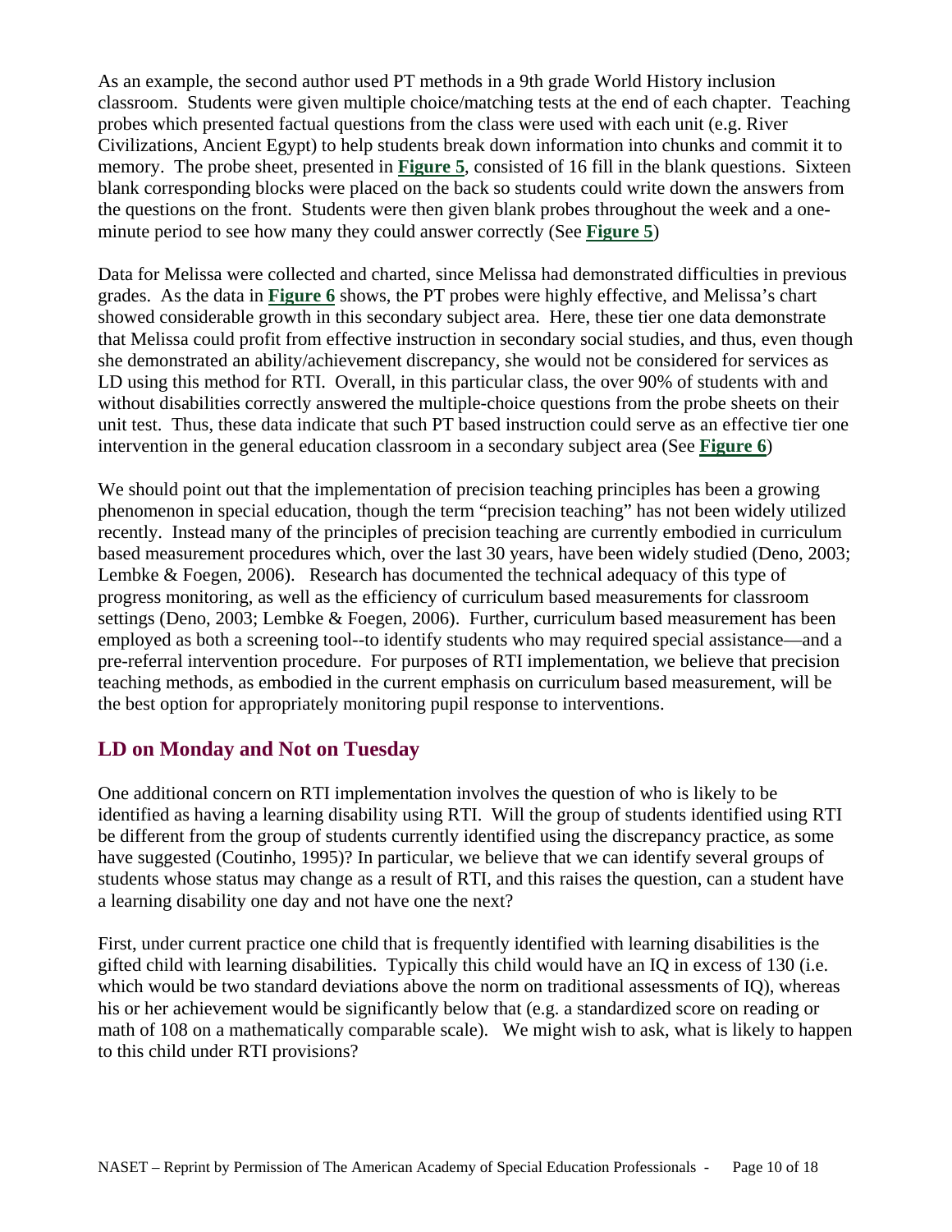As an example, the second author used PT methods in a 9th grade World History inclusion classroom. Students were given multiple choice/matching tests at the end of each chapter. Teaching probes which presented factual questions from the class were used with each unit (e.g. River Civilizations, Ancient Egypt) to help students break down information into chunks and commit it to memory. The probe sheet, presented in **Figure 5**, consisted of 16 fill in the blank questions. Sixteen blank corresponding blocks were placed on the back so students could write down the answers from the questions on the front. Students were then given blank probes throughout the week and a one-minute period to see how many they could answer correctly (See **Figure 5**)

Data for Melissa were collected and charted, since Melissa had demonstrated difficulties in previous grades. As the data in **Figure 6** shows, the PT probes were highly effective, and Melissa's chart showed considerable growth in this secondary subject area. Here, these tier one data demonstrate that Melissa could profit from effective instruction in secondary social studies, and thus, even though she demonstrated an ability/achievement discrepancy, she would not be considered for services as LD using this method for RTI. Overall, in this particular class, the over 90% of students with and without disabilities correctly answered the multiple-choice questions from the probe sheets on their unit test. Thus, these data indicate that such PT based instruction could serve as an effective tier one intervention in the general education classroom in a secondary subject area (See **Figure 6**)

We should point out that the implementation of precision teaching principles has been a growing phenomenon in special education, though the term "precision teaching" has not been widely utilized recently. Instead many of the principles of precision teaching are currently embodied in curriculum based measurement procedures which, over the last 30 years, have been widely studied (Deno, 2003; Lembke & Foegen, 2006). Research has documented the technical adequacy of this type of progress monitoring, as well as the efficiency of curriculum based measurements for classroom settings (Deno, 2003; Lembke & Foegen, 2006). Further, curriculum based measurement has been employed as both a screening tool--to identify students who may required special assistance—and a pre-referral intervention procedure. For purposes of RTI implementation, we believe that precision teaching methods, as embodied in the current emphasis on curriculum based measurement, will be the best option for appropriately monitoring pupil response to interventions.

## LD on Monday and Not on Tuesday

One additional concern on RTI implementation involves the question of who is likely to be identified as having a learning disability using RTI. Will the group of students identified using RTI be different from the group of students currently identified using the discrepancy practice, as some have suggested (Coutinho, 1995)? In particular, we believe that we can identify several groups of students whose status may change as a result of RTI, and this raises the question, can a student have a learning disability one day and not have one the next?

First, under current practice one child that is frequently identified with learning disabilities is the gifted child with learning disabilities. Typically this child would have an IQ in excess of 130 (i.e. which would be two standard deviations above the norm on traditional assessments of IQ), whereas his or her achievement would be significantly below that (e.g. a standardized score on reading or math of 108 on a mathematically comparable scale). We might wish to ask, what is likely to happen to this child under RTI provisions?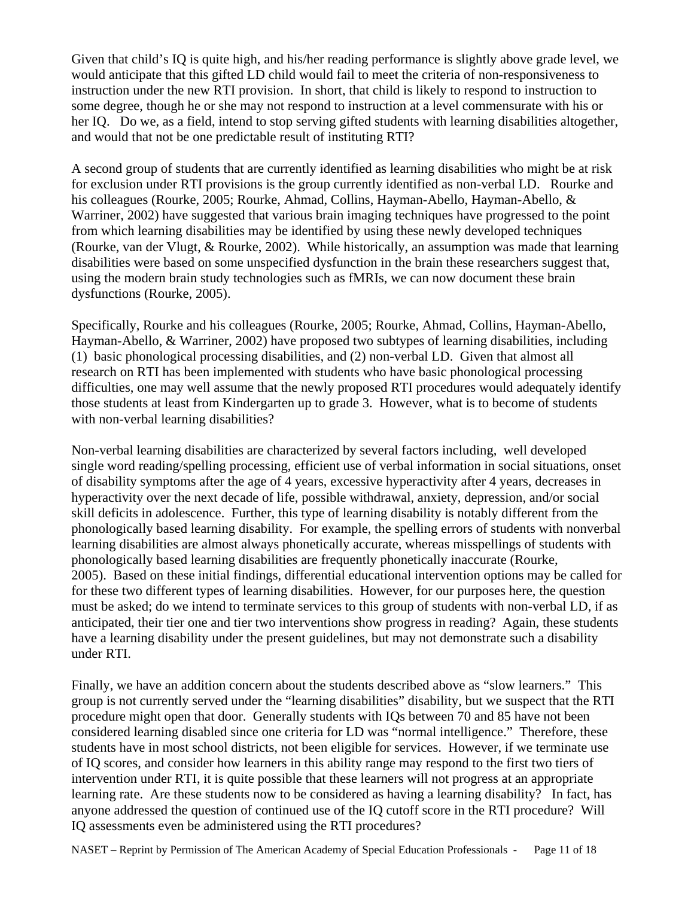Given that child's IQ is quite high, and his/her reading performance is slightly above grade level, we would anticipate that this gifted LD child would fail to meet the criteria of non-responsiveness to instruction under the new RTI provision. In short, that child is likely to respond to instruction to some degree, though he or she may not respond to instruction at a level commensurate with his or her IQ. Do we, as a field, intend to stop serving gifted students with learning disabilities altogether, and would that not be one predictable result of instituting RTI?

A second group of students that are currently identified as learning disabilities who might be at risk for exclusion under RTI provisions is the group currently identified as non-verbal LD. Rourke and his colleagues (Rourke, 2005; Rourke, Ahmad, Collins, Hayman-Abello, Hayman-Abello, & Warriner, 2002) have suggested that various brain imaging techniques have progressed to the point from which learning disabilities may be identified by using these newly developed techniques (Rourke, van der Vlugt, & Rourke, 2002). While historically, an assumption was made that learning disabilities were based on some unspecified dysfunction in the brain these researchers suggest that, using the modern brain study technologies such as fMRIs, we can now document these brain dysfunctions (Rourke, 2005).

Specifically, Rourke and his colleagues (Rourke, 2005; Rourke, Ahmad, Collins, Hayman-Abello, Hayman-Abello, & Warriner, 2002) have proposed two subtypes of learning disabilities, including (1) basic phonological processing disabilities, and (2) non-verbal LD. Given that almost all research on RTI has been implemented with students who have basic phonological processing difficulties, one may well assume that the newly proposed RTI procedures would adequately identify those students at least from Kindergarten up to grade 3. However, what is to become of students with non-verbal learning disabilities?

Non-verbal learning disabilities are characterized by several factors including, well developed single word reading/spelling processing, efficient use of verbal information in social situations, onset of disability symptoms after the age of 4 years, excessive hyperactivity after 4 years, decreases in hyperactivity over the next decade of life, possible withdrawal, anxiety, depression, and/or social skill deficits in adolescence. Further, this type of learning disability is notably different from the phonologically based learning disability. For example, the spelling errors of students with nonverbal learning disabilities are almost always phonetically accurate, whereas misspellings of students with phonologically based learning disabilities are frequently phonetically inaccurate (Rourke, 2005). Based on these initial findings, differential educational intervention options may be called for for these two different types of learning disabilities. However, for our purposes here, the question must be asked; do we intend to terminate services to this group of students with non-verbal LD, if as anticipated, their tier one and tier two interventions show progress in reading? Again, these students have a learning disability under the present guidelines, but may not demonstrate such a disability under RTI.

Finally, we have an addition concern about the students described above as "slow learners." This group is not currently served under the "learning disabilities" disability, but we suspect that the RTI procedure might open that door. Generally students with IQs between 70 and 85 have not been considered learning disabled since one criteria for LD was "normal intelligence." Therefore, these students have in most school districts, not been eligible for services. However, if we terminate use of IQ scores, and consider how learners in this ability range may respond to the first two tiers of intervention under RTI, it is quite possible that these learners will not progress at an appropriate learning rate. Are these students now to be considered as having a learning disability? In fact, has anyone addressed the question of continued use of the IQ cutoff score in the RTI procedure? Will IQ assessments even be administered using the RTI procedures?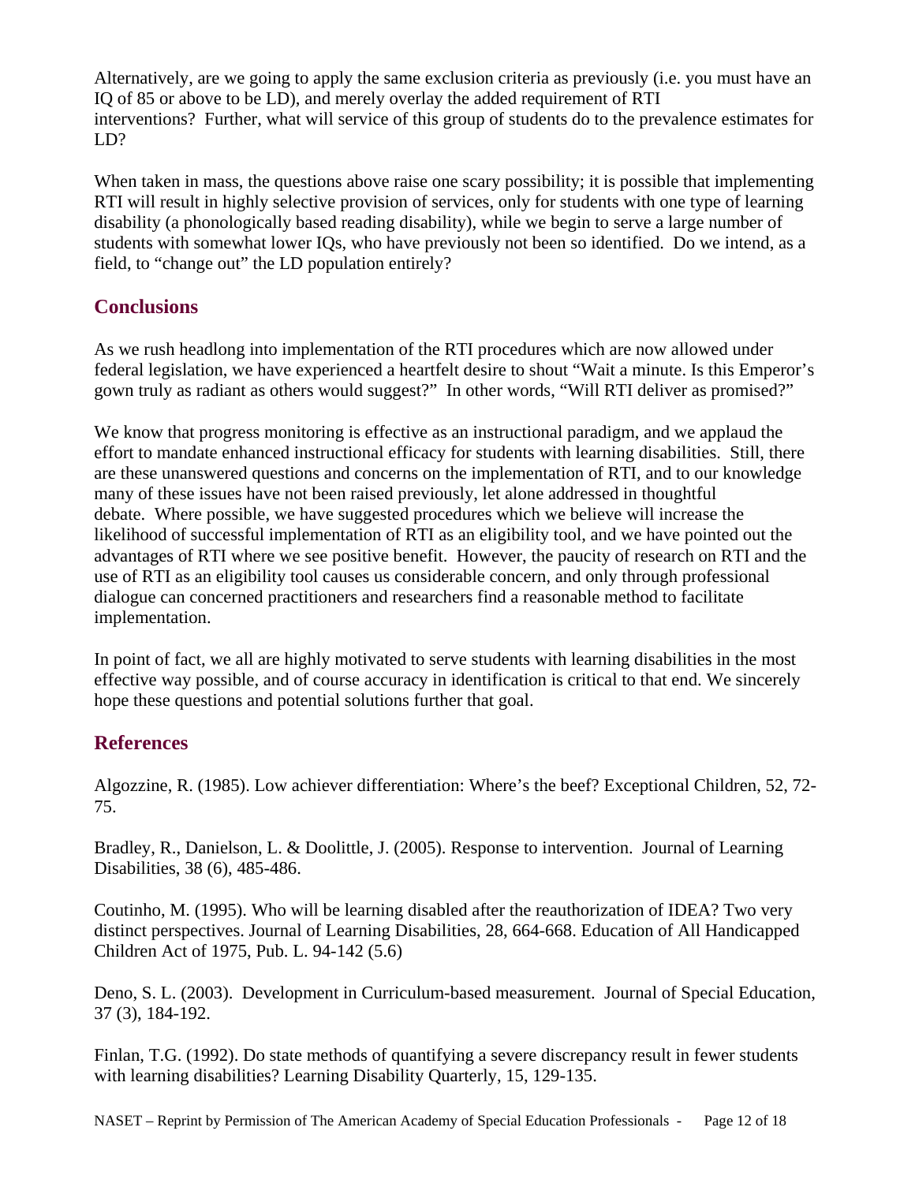Alternatively, are we going to apply the same exclusion criteria as previously (i.e. you must have an IQ of 85 or above to be LD), and merely overlay the added requirement of RTI interventions? Further, what will service of this group of students do to the prevalence estimates for LD?

When taken in mass, the questions above raise one scary possibility; it is possible that implementing RTI will result in highly selective provision of services, only for students with one type of learning disability (a phonologically based reading disability), while we begin to serve a large number of students with somewhat lower IQs, who have previously not been so identified. Do we intend, as a field, to "change out" the LD population entirely?

## Conclusions

As we rush headlong into implementation of the RTI procedures which are now allowed under federal legislation, we have experienced a heartfelt desire to shout "Wait a minute. Is this Emperor's gown truly as radiant as others would suggest?" In other words, "Will RTI deliver as promised?"

We know that progress monitoring is effective as an instructional paradigm, and we applaud the effort to mandate enhanced instructional efficacy for students with learning disabilities. Still, there are these unanswered questions and concerns on the implementation of RTI, and to our knowledge many of these issues have not been raised previously, let alone addressed in thoughtful debate. Where possible, we have suggested procedures which we believe will increase the likelihood of successful implementation of RTI as an eligibility tool, and we have pointed out the advantages of RTI where we see positive benefit. However, the paucity of research on RTI and the use of RTI as an eligibility tool causes us considerable concern, and only through professional dialogue can concerned practitioners and researchers find a reasonable method to facilitate implementation.

In point of fact, we all are highly motivated to serve students with learning disabilities in the most effective way possible, and of course accuracy in identification is critical to that end. We sincerely hope these questions and potential solutions further that goal.

## References

Algozzine, R. (1985). Low achiever differentiation: Where's the beef? Exceptional Children, 52, 72-75.

Bradley, R., Danielson, L. & Doolittle, J. (2005). Response to intervention. Journal of Learning Disabilities, 38 (6), 485-486.

Coutinho, M. (1995). Who will be learning disabled after the reauthorization of IDEA? Two very distinct perspectives. Journal of Learning Disabilities, 28, 664-668. Education of All Handicapped Children Act of 1975, Pub. L. 94-142 (5.6)

Deno, S. L. (2003). Development in Curriculum-based measurement. Journal of Special Education, 37 (3), 184-192.

Finlan, T.G. (1992). Do state methods of quantifying a severe discrepancy result in fewer students with learning disabilities? Learning Disability Quarterly, 15, 129-135.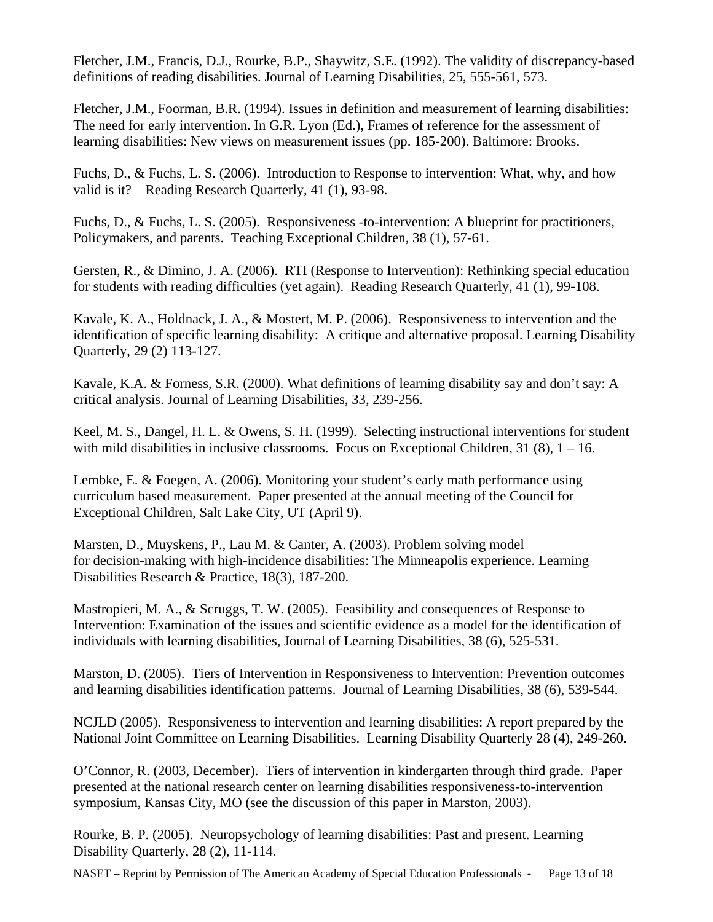Fletcher, J.M., Francis, D.J., Rourke, B.P., Shaywitz, S.E. (1992). The validity of discrepancy-based definitions of reading disabilities. Journal of Learning Disabilities, 25, 555-561, 573.

Fletcher, J.M., Foorman, B.R. (1994). Issues in definition and measurement of learning disabilities: The need for early intervention. In G.R. Lyon (Ed.), Frames of reference for the assessment of learning disabilities: New views on measurement issues (pp. 185-200). Baltimore: Brooks.

Fuchs, D., & Fuchs, L. S. (2006). Introduction to Response to intervention: What, why, and how valid is it? Reading Research Quarterly, 41 (1), 93-98.

Fuchs, D., & Fuchs, L. S. (2005). Responsiveness -to-intervention: A blueprint for practitioners, Policymakers, and parents. Teaching Exceptional Children, 38 (1), 57-61.

Gersten, R., & Dimino, J. A. (2006). RTI (Response to Intervention): Rethinking special education for students with reading difficulties (yet again). Reading Research Quarterly, 41 (1), 99-108.

Kavale, K. A., Holdnack, J. A., & Mostert, M. P. (2006). Responsiveness to intervention and the identification of specific learning disability: A critique and alternative proposal. Learning Disability Quarterly, 29 (2) 113-127.

Kavale, K.A. & Forness, S.R. (2000). What definitions of learning disability say and don't say: A critical analysis. Journal of Learning Disabilities, 33, 239-256.

Keel, M. S., Dangel, H. L. & Owens, S. H. (1999). Selecting instructional interventions for student with mild disabilities in inclusive classrooms. Focus on Exceptional Children, 31 (8), 1 – 16.

Lembke, E. & Foegen, A. (2006). Monitoring your student's early math performance using curriculum based measurement. Paper presented at the annual meeting of the Council for Exceptional Children, Salt Lake City, UT (April 9).

Marsten, D., Muyskens, P., Lau M. & Canter, A. (2003). Problem solving model for decision-making with high-incidence disabilities: The Minneapolis experience. Learning Disabilities Research & Practice, 18(3), 187-200.

Mastropieri, M. A., & Scruggs, T. W. (2005). Feasibility and consequences of Response to Intervention: Examination of the issues and scientific evidence as a model for the identification of individuals with learning disabilities, Journal of Learning Disabilities, 38 (6), 525-531.

Marston, D. (2005). Tiers of Intervention in Responsiveness to Intervention: Prevention outcomes and learning disabilities identification patterns. Journal of Learning Disabilities, 38 (6), 539-544.

NCJLD (2005). Responsiveness to intervention and learning disabilities: A report prepared by the National Joint Committee on Learning Disabilities. Learning Disability Quarterly 28 (4), 249-260.

O'Connor, R. (2003, December). Tiers of intervention in kindergarten through third grade. Paper presented at the national research center on learning disabilities responsiveness-to-intervention symposium, Kansas City, MO (see the discussion of this paper in Marston, 2003).

Rourke, B. P. (2005). Neuropsychology of learning disabilities: Past and present. Learning Disability Quarterly, 28 (2), 11-114.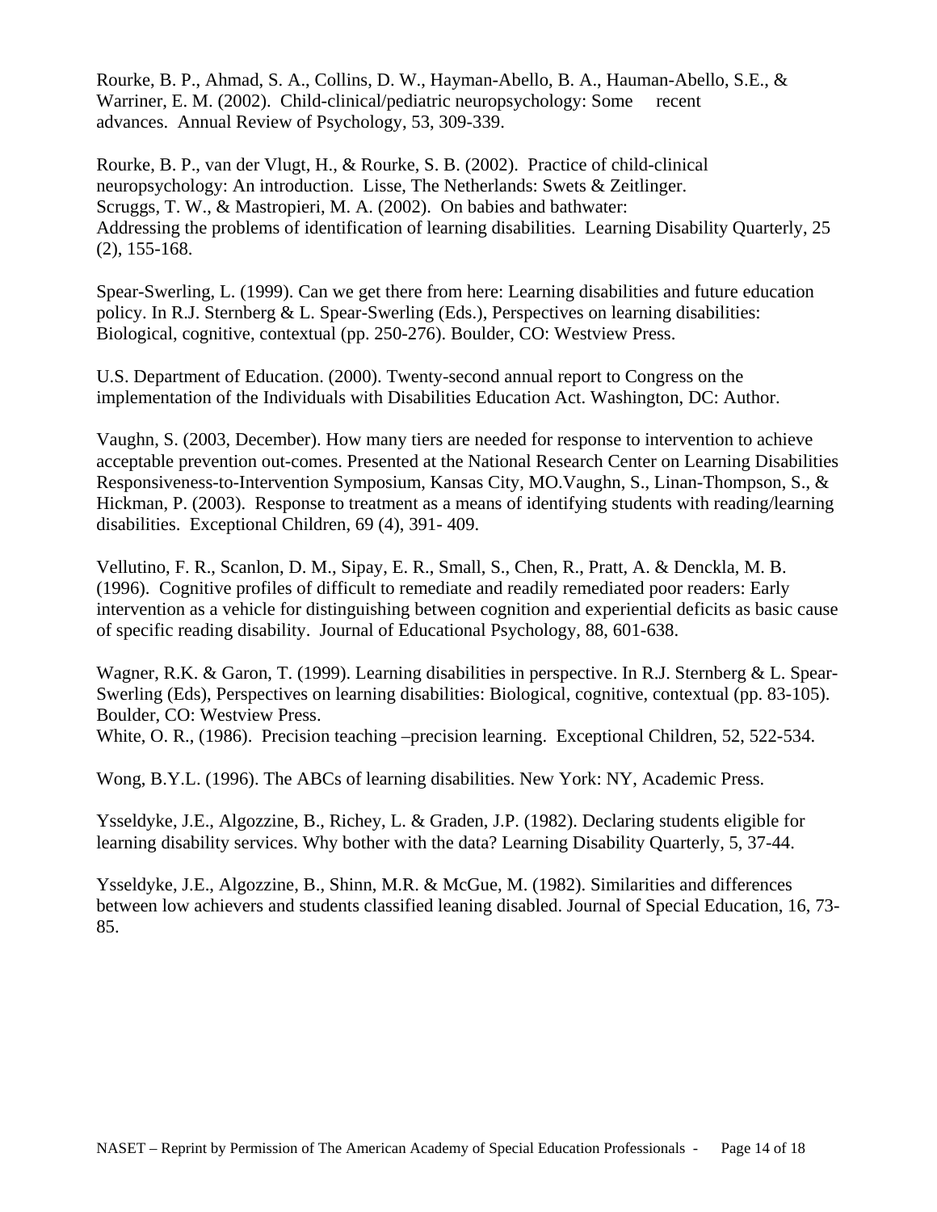Rourke, B. P., Ahmad, S. A., Collins, D. W., Hayman-Abello, B. A., Hauman-Abello, S.E., & Warriner, E. M. (2002). Child-clinical/pediatric neuropsychology: Some recent advances. Annual Review of Psychology, 53, 309-339.

Rourke, B. P., van der Vlugt, H., & Rourke, S. B. (2002). Practice of child-clinical neuropsychology: An introduction. Lisse, The Netherlands: Swets & Zeitlinger.

Scruggs, T. W., & Mastropieri, M. A. (2002). On babies and bathwater: Addressing the problems of identification of learning disabilities. Learning Disability Quarterly, 25 (2), 155-168.

Spear-Swerling, L. (1999). Can we get there from here: Learning disabilities and future education policy. In R.J. Sternberg & L. Spear-Swerling (Eds.), Perspectives on learning disabilities: Biological, cognitive, contextual (pp. 250-276). Boulder, CO: Westview Press.

U.S. Department of Education. (2000). Twenty-second annual report to Congress on the implementation of the Individuals with Disabilities Education Act. Washington, DC: Author.

Vaughn, S. (2003, December). How many tiers are needed for response to intervention to achieve acceptable prevention out-comes. Presented at the National Research Center on Learning Disabilities Responsiveness-to-Intervention Symposium, Kansas City, MO.

Vaughn, S., Linan-Thompson, S., & Hickman, P. (2003). Response to treatment as a means of identifying students with reading/learning disabilities. Exceptional Children, 69 (4), 391- 409.

Vellutino, F. R., Scanlon, D. M., Sipay, E. R., Small, S., Chen, R., Pratt, A. & Denckla, M. B. (1996). Cognitive profiles of difficult to remediate and readily remediated poor readers: Early intervention as a vehicle for distinguishing between cognition and experiential deficits as basic cause of specific reading disability. Journal of Educational Psychology, 88, 601-638.

Wagner, R.K. & Garon, T. (1999). Learning disabilities in perspective. In R.J. Sternberg & L. Spear-Swerling (Eds), Perspectives on learning disabilities: Biological, cognitive, contextual (pp. 83-105). Boulder, CO: Westview Press.

White, O. R., (1986). Precision teaching –precision learning. Exceptional Children, 52, 522-534.

Wong, B.Y.L. (1996). The ABCs of learning disabilities. New York: NY, Academic Press.

Ysseldyke, J.E., Algozzine, B., Richey, L. & Graden, J.P. (1982). Declaring students eligible for learning disability services. Why bother with the data? Learning Disability Quarterly, 5, 37-44.

Ysseldyke, J.E., Algozzine, B., Shinn, M.R. & McGue, M. (1982). Similarities and differences between low achievers and students classified leaning disabled. Journal of Special Education, 16, 73-85.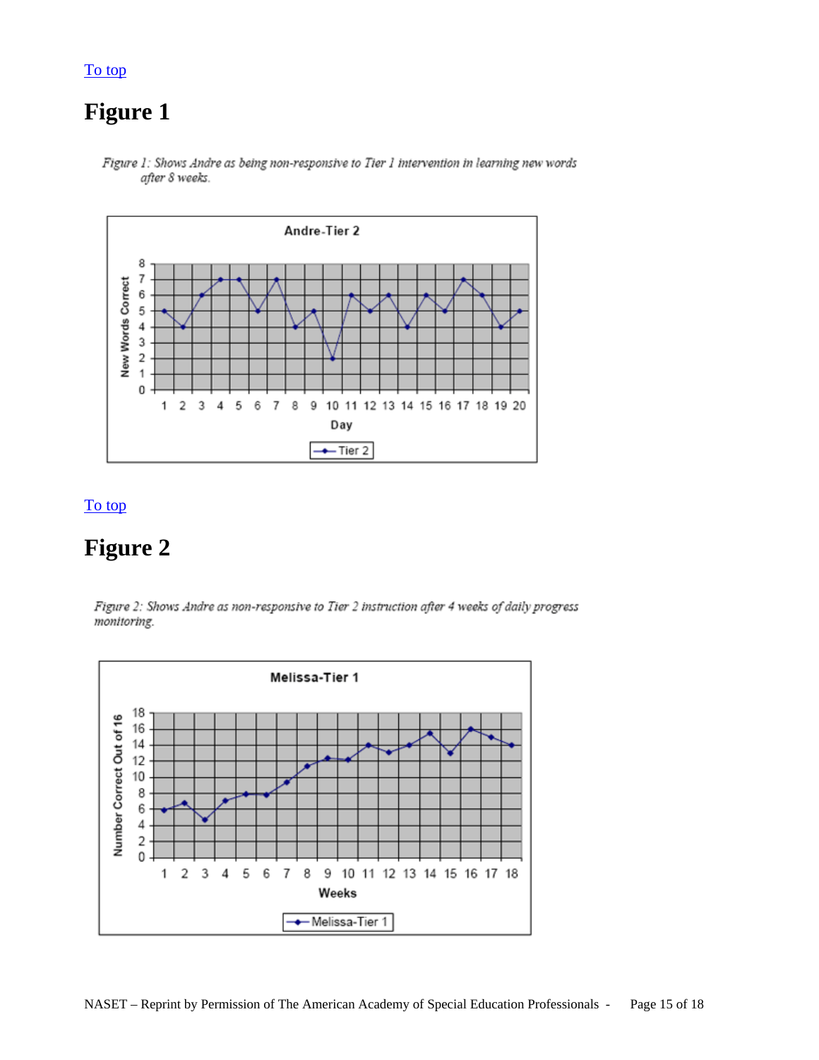[To top](#)

# Figure 1

*Figure 1: Shows Andre as being non-responsive to Tier 1 intervention in learning new words after 8 weeks.*

[To top](#)

# Figure 2

*Figure 2: Shows Andre as non-responsive to Tier 2 instruction after 4 weeks of daily progress monitoring.*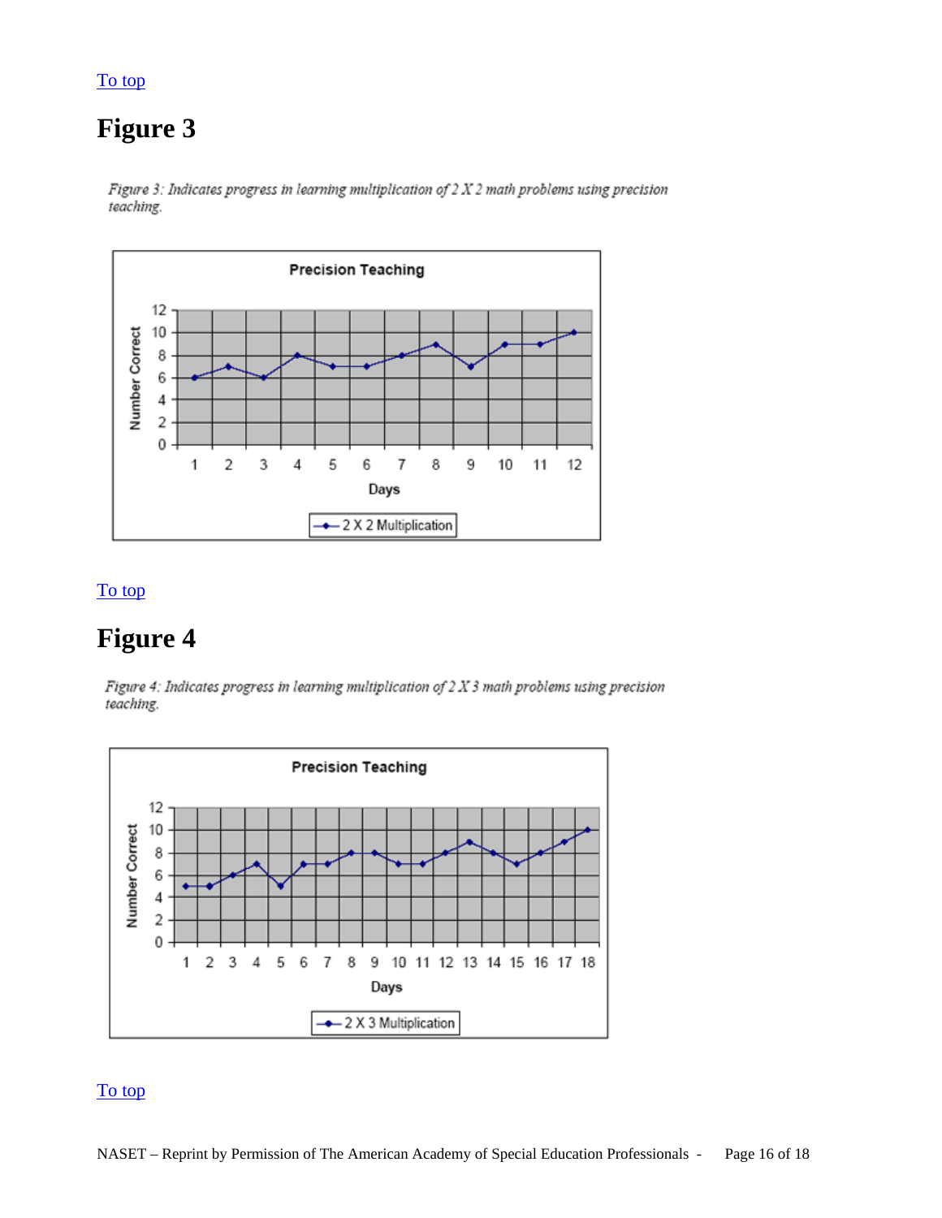To top

# Figure 3

*Figure 3: Indicates progress in learning multiplication of 2 X 2 math problems using precision teaching.*

To top

# Figure 4

*Figure 4: Indicates progress in learning multiplication of 2 X 3 math problems using precision teaching.*

To top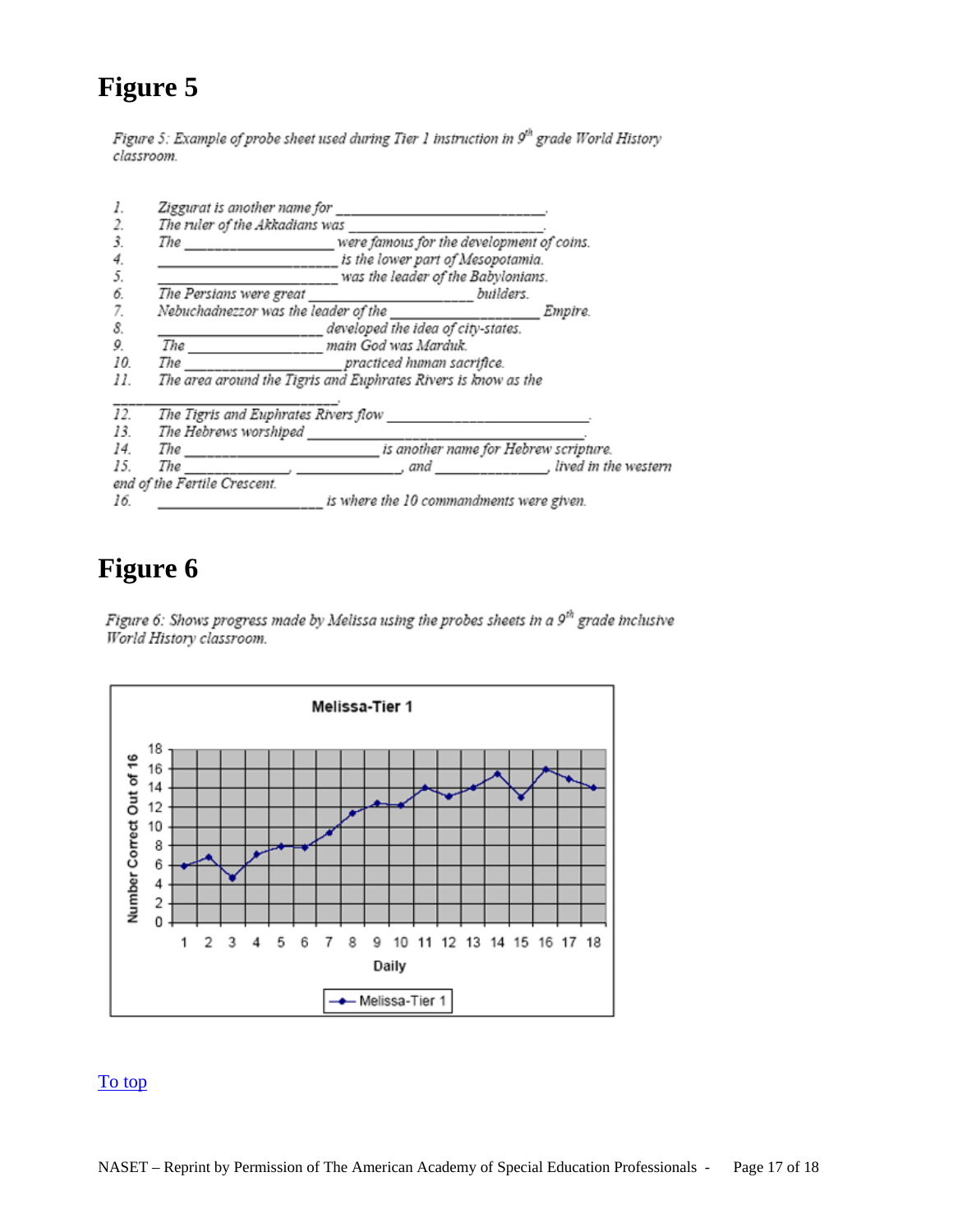# Figure 5

*Figure 5: Example of probe sheet used during Tier 1 instruction in 9th grade World History classroom.*

1. Ziggurat is another name for _______________________.
2. The ruler of the Akkadians was _______________________.
3. The _________________ were famous for the development of coins.
4. _____________________ is the lower part of Mesopotamia.
5. _____________________ was the leader of the Babylonians.
6. The Persians were great ___________________ builders.
7. Nebuchadnezzor was the leader of the _________________ Empire.
8. ___________________ developed the idea of city-states.
9. The _______________ main God was Marduk.
10. The __________________ practiced human sacrifice.
11. The area around the Tigris and Euphrates Rivers is know as the ______________________.
12. The Tigris and Euphrates Rivers flow ________________________.
13. The Hebrews worshiped _______________________________.
14. The ______________________ is another name for Hebrew scripture.
15. The ____________, ____________, and _____________, lived in the western end of the Fertile Crescent.
16. ___________________ is where the 10 commandments were given.

# Figure 6

*Figure 6: Shows progress made by Melissa using the probes sheets in a 9th grade inclusive World History classroom.*

**Melissa-Tier 1**

| Daily | Number Correct Out of 16 |
|---|---|
| 1 | 6 |
| 2 | 7 |
| 3 | 5 |
| 4 | 7 |
| 5 | 8 |
| 6 | 8 |
| 7 | 9.5 |
| 8 | 11.5 |
| 9 | 12.5 |
| 10 | 12 |
| 11 | 14 |
| 12 | 13 |
| 13 | 14 |
| 14 | 15.5 |
| 15 | 13 |
| 16 | 16 |
| 17 | 15 |
| 18 | 14 |

[To top]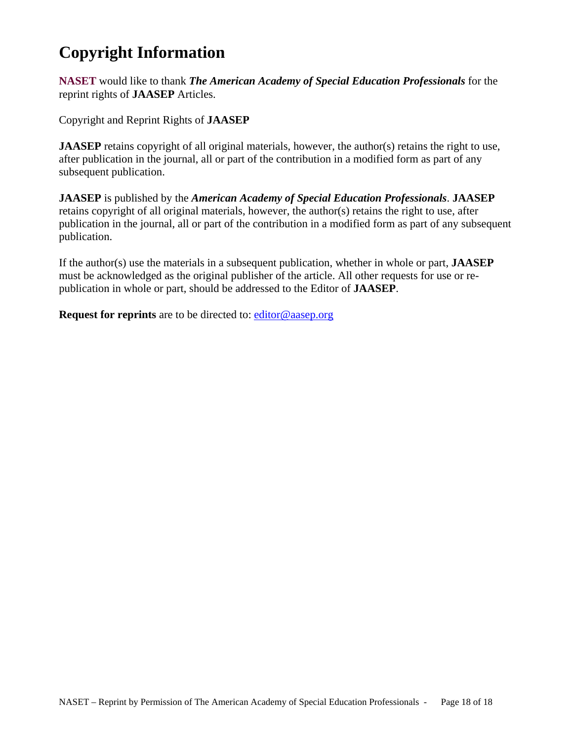# Copyright Information

**NASET** would like to thank ***The American Academy of Special Education Professionals*** for the reprint rights of **JAASEP** Articles.

Copyright and Reprint Rights of **JAASEP**

**JAASEP** retains copyright of all original materials, however, the author(s) retains the right to use, after publication in the journal, all or part of the contribution in a modified form as part of any subsequent publication.

**JAASEP** is published by the ***American Academy of Special Education Professionals***. **JAASEP** retains copyright of all original materials, however, the author(s) retains the right to use, after publication in the journal, all or part of the contribution in a modified form as part of any subsequent publication.

If the author(s) use the materials in a subsequent publication, whether in whole or part, **JAASEP** must be acknowledged as the original publisher of the article. All other requests for use or re-publication in whole or part, should be addressed to the Editor of **JAASEP**.

**Request for reprints** are to be directed to: editor@aasep.org